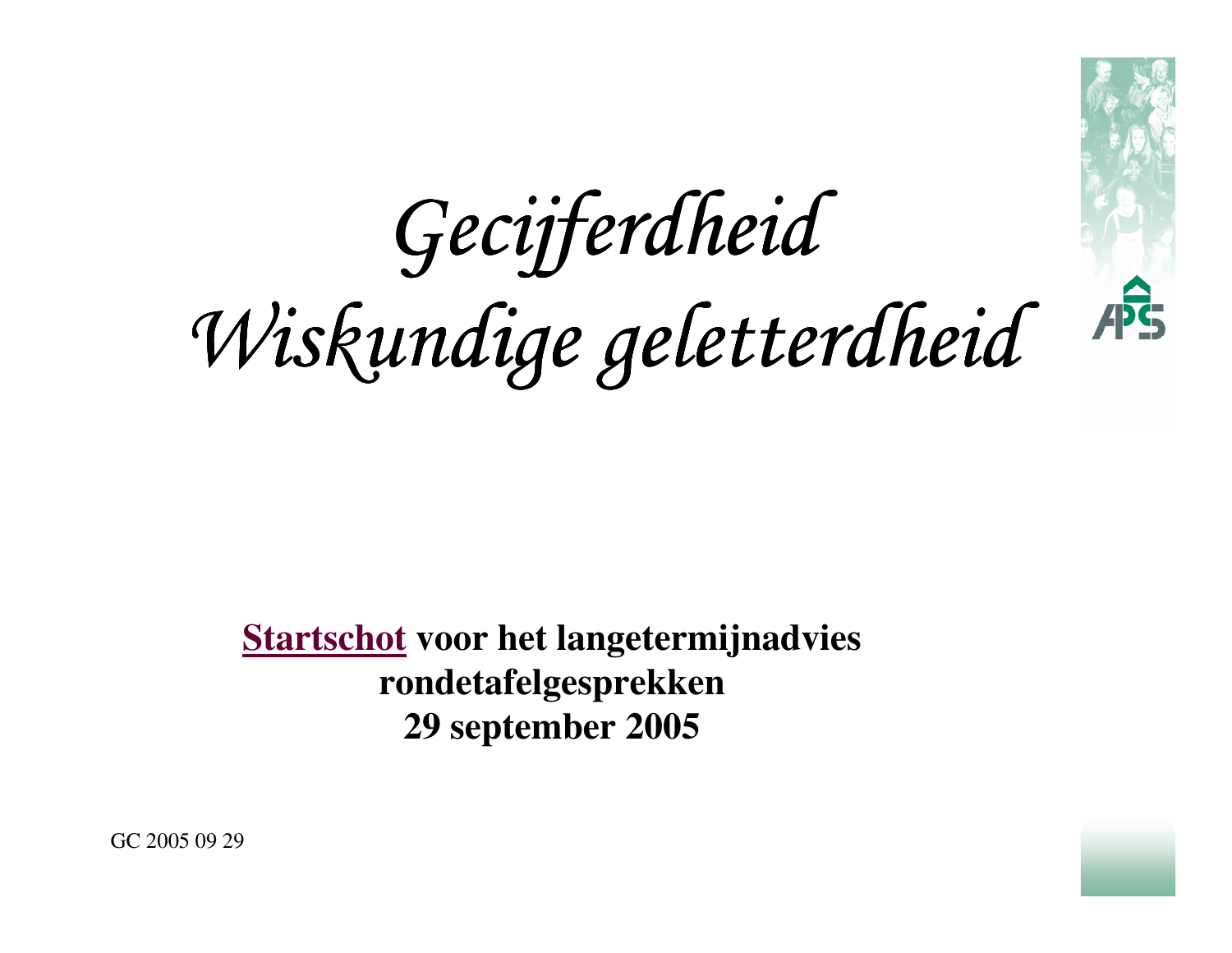# *Gecijferdheid*
# *Wiskundige geletterdheid*

**Startschot voor het langetermijnadvies**
**rondetafelgesprekken**
**29 september 2005**

GC 2005 09 29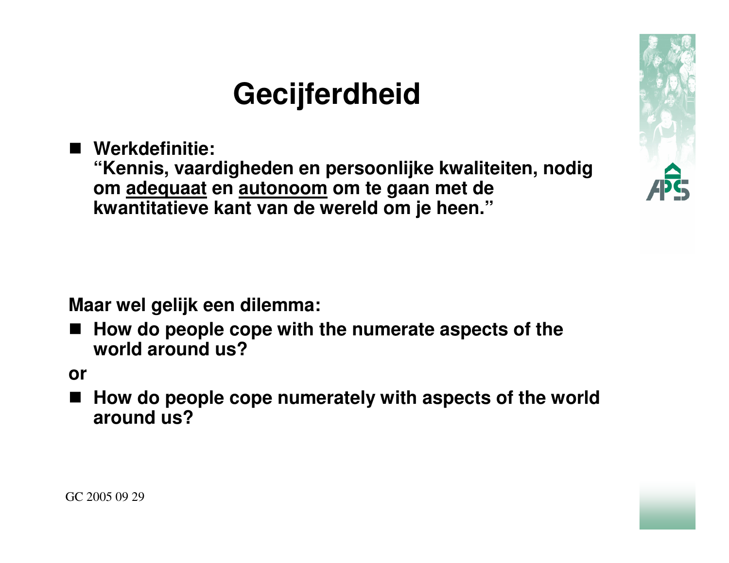# Gecijferdheid

- **Werkdefinitie:**
  **"Kennis, vaardigheden en persoonlijke kwaliteiten, nodig om <u>adequaat</u> en <u>autonoom</u> om te gaan met de kwantitatieve kant van de wereld om je heen."**

**Maar wel gelijk een dilemma:**

- **How do people cope with the numerate aspects of the world around us?**

**or**

- **How do people cope numerately with aspects of the world around us?**

GC 2005 09 29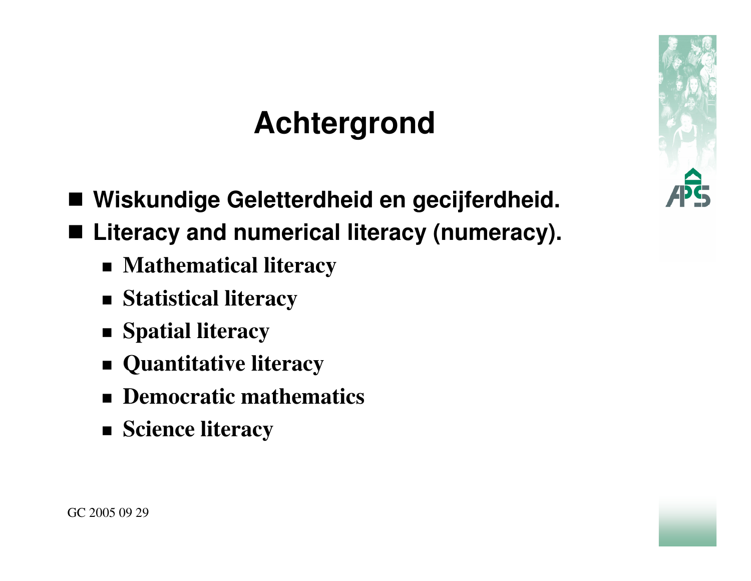# Achtergrond

- **Wiskundige Geletterdheid en gecijferdheid.**
- **Literacy and numerical literacy (numeracy).**
  - **Mathematical literacy**
  - **Statistical literacy**
  - **Spatial literacy**
  - **Quantitative literacy**
  - **Democratic mathematics**
  - **Science literacy**

GC 2005 09 29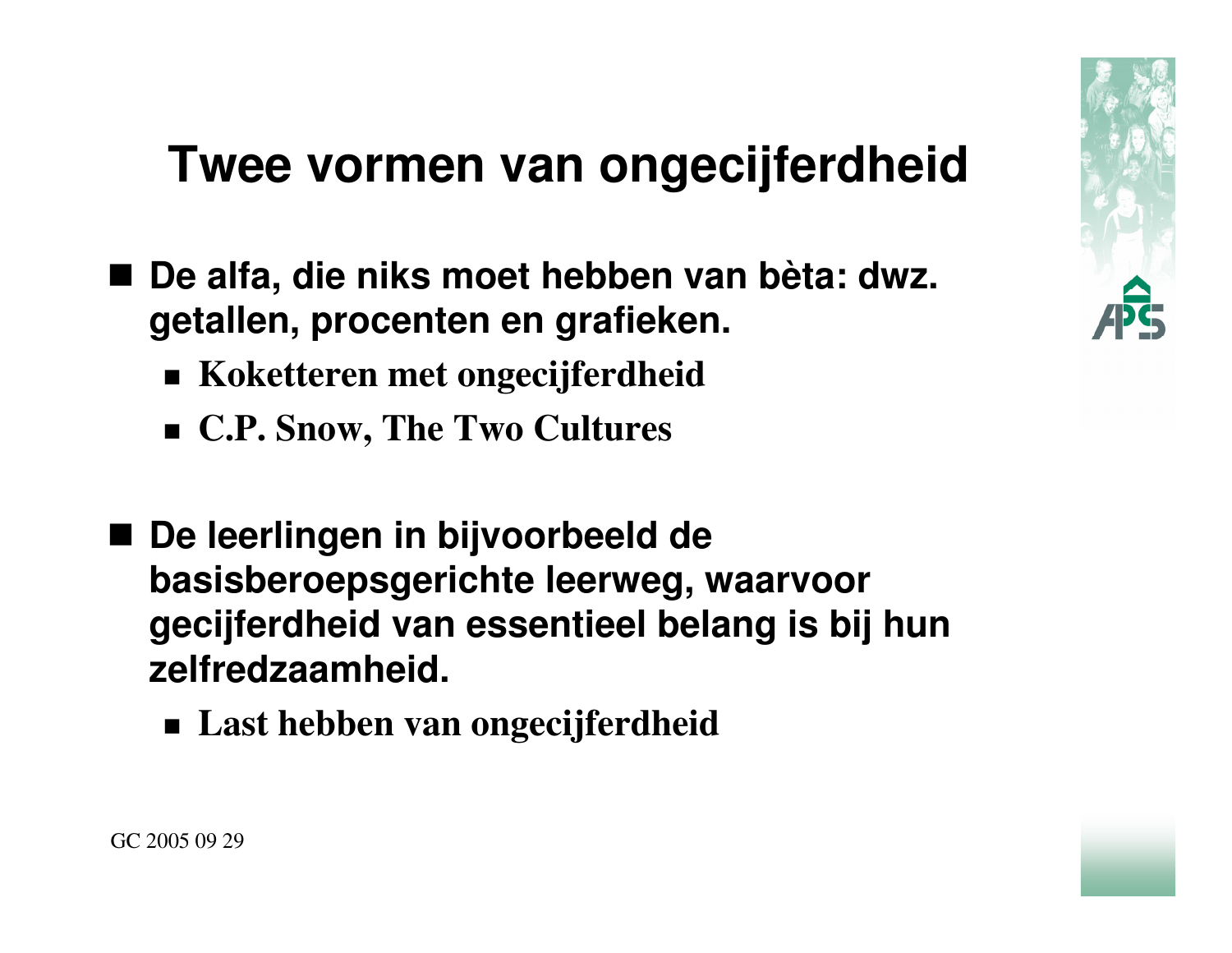# Twee vormen van ongecijferdheid

- **De alfa, die niks moet hebben van bèta: dwz. getallen, procenten en grafieken.**
  - **Koketteren met ongecijferdheid**
  - **C.P. Snow, The Two Cultures**

- **De leerlingen in bijvoorbeeld de basisberoepsgerichte leerweg, waarvoor gecijferdheid van essentieel belang is bij hun zelfredzaamheid.**
  - **Last hebben van ongecijferdheid**

GC 2005 09 29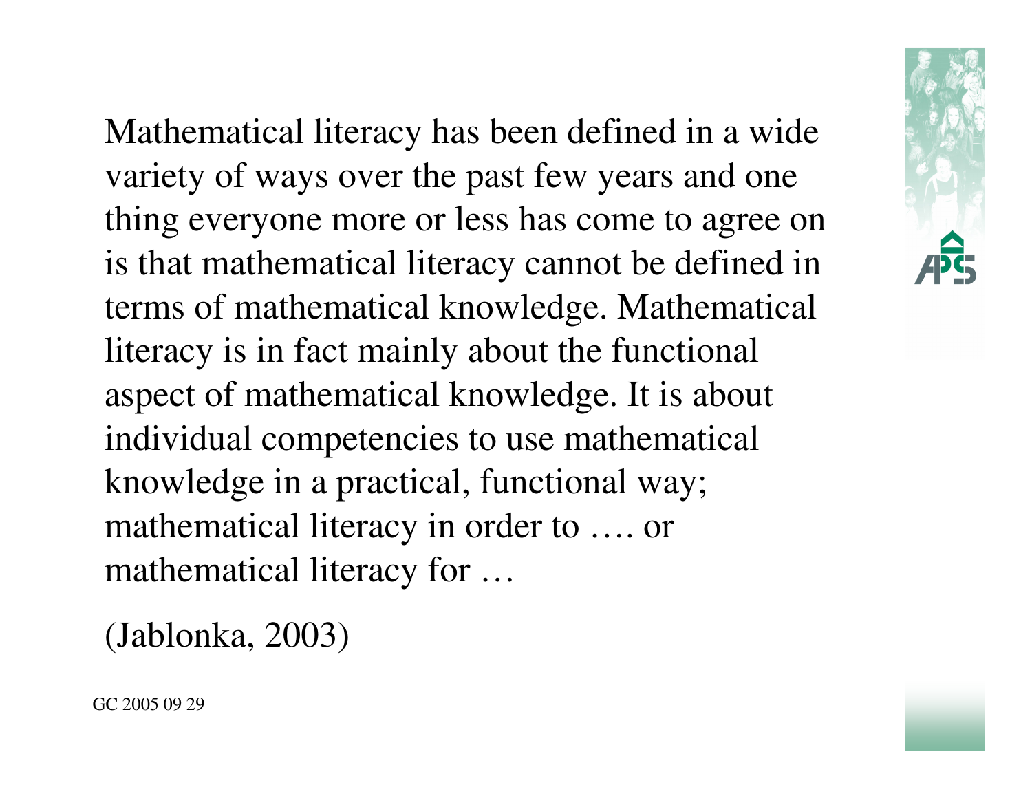Mathematical literacy has been defined in a wide variety of ways over the past few years and one thing everyone more or less has come to agree on is that mathematical literacy cannot be defined in terms of mathematical knowledge. Mathematical literacy is in fact mainly about the functional aspect of mathematical knowledge. It is about individual competencies to use mathematical knowledge in a practical, functional way; mathematical literacy in order to …. or mathematical literacy for …

(Jablonka, 2003)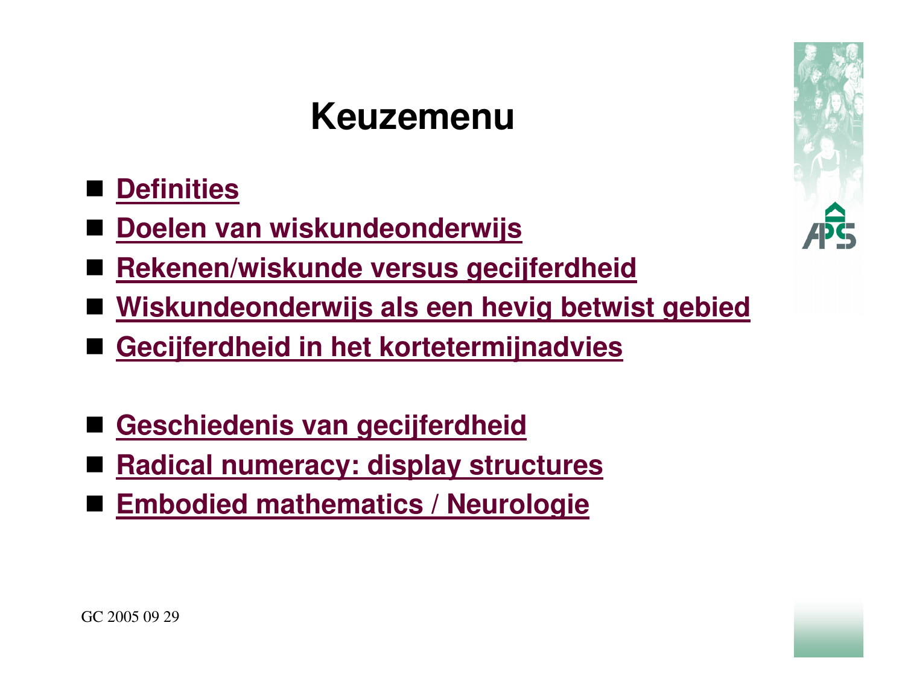# Keuzemenu

- **Definities**
- **Doelen van wiskundeonderwijs**
- **Rekenen/wiskunde versus gecijferdheid**
- **Wiskundeonderwijs als een hevig betwist gebied**
- **Gecijferdheid in het kortetermijnadvies**

- **Geschiedenis van gecijferdheid**
- **Radical numeracy: display structures**
- **Embodied mathematics / Neurologie**

GC 2005 09 29